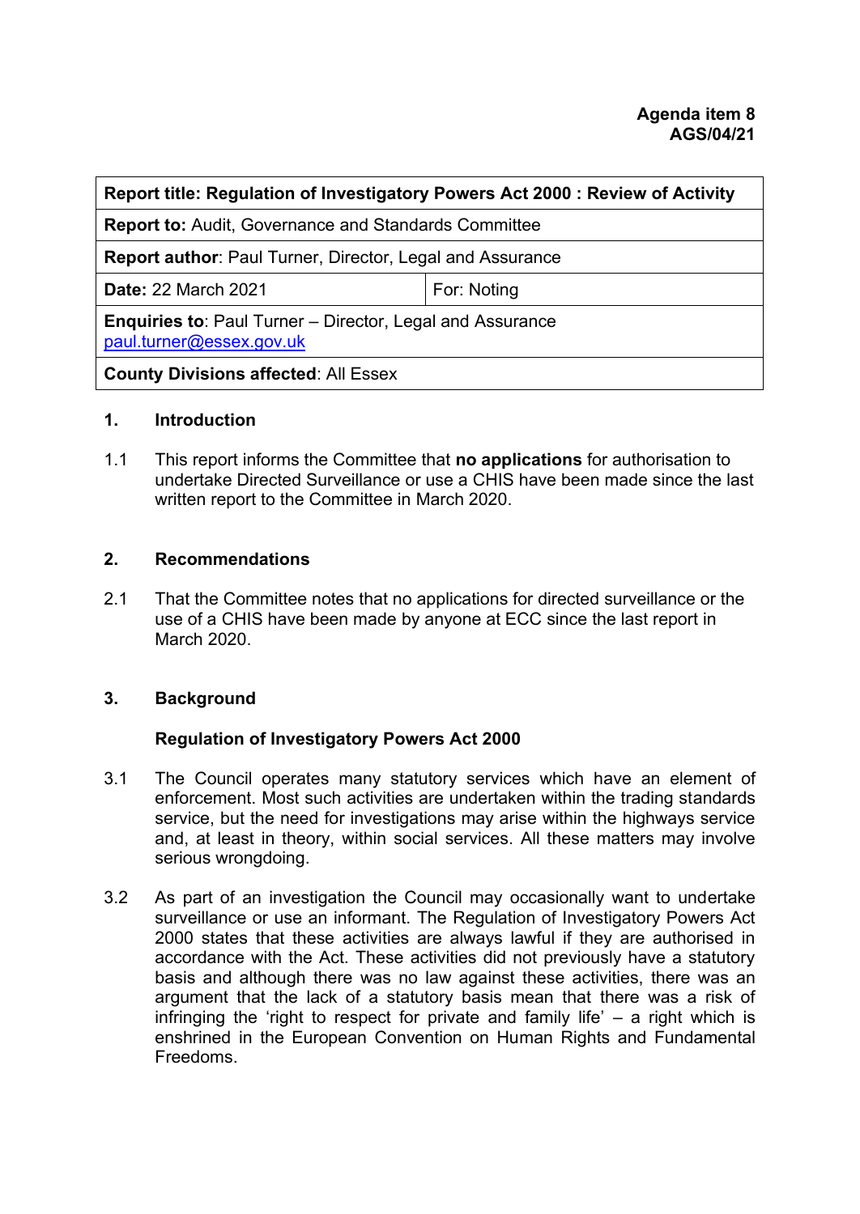**Agenda item 8**
**AGS/04/21**

| **Report title: Regulation of Investigatory Powers Act 2000 : Review of Activity** | |
|---|---|
| **Report to:** Audit, Governance and Standards Committee | |
| **Report author**: Paul Turner, Director, Legal and Assurance | |
| **Date:** 22 March 2021 | For: Noting |
| **Enquiries to**: Paul Turner – Director, Legal and Assurance paul.turner@essex.gov.uk | |
| **County Divisions affected**: All Essex | |

## 1. Introduction

1.1 This report informs the Committee that **no applications** for authorisation to undertake Directed Surveillance or use a CHIS have been made since the last written report to the Committee in March 2020.

## 2. Recommendations

2.1 That the Committee notes that no applications for directed surveillance or the use of a CHIS have been made by anyone at ECC since the last report in March 2020.

## 3. Background

### Regulation of Investigatory Powers Act 2000

3.1 The Council operates many statutory services which have an element of enforcement. Most such activities are undertaken within the trading standards service, but the need for investigations may arise within the highways service and, at least in theory, within social services. All these matters may involve serious wrongdoing.

3.2 As part of an investigation the Council may occasionally want to undertake surveillance or use an informant. The Regulation of Investigatory Powers Act 2000 states that these activities are always lawful if they are authorised in accordance with the Act. These activities did not previously have a statutory basis and although there was no law against these activities, there was an argument that the lack of a statutory basis mean that there was a risk of infringing the 'right to respect for private and family life' – a right which is enshrined in the European Convention on Human Rights and Fundamental Freedoms.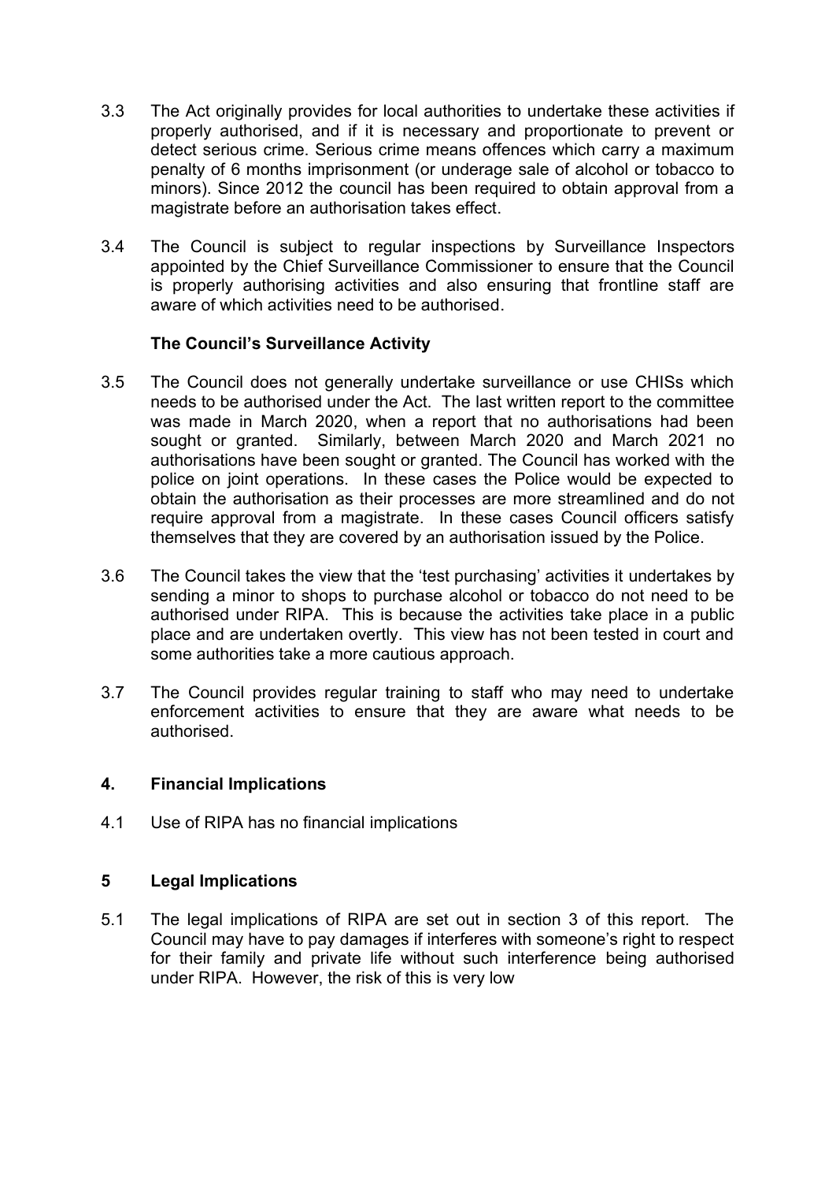3.3 The Act originally provides for local authorities to undertake these activities if properly authorised, and if it is necessary and proportionate to prevent or detect serious crime. Serious crime means offences which carry a maximum penalty of 6 months imprisonment (or underage sale of alcohol or tobacco to minors). Since 2012 the council has been required to obtain approval from a magistrate before an authorisation takes effect.

3.4 The Council is subject to regular inspections by Surveillance Inspectors appointed by the Chief Surveillance Commissioner to ensure that the Council is properly authorising activities and also ensuring that frontline staff are aware of which activities need to be authorised.

**The Council's Surveillance Activity**

3.5 The Council does not generally undertake surveillance or use CHISs which needs to be authorised under the Act. The last written report to the committee was made in March 2020, when a report that no authorisations had been sought or granted. Similarly, between March 2020 and March 2021 no authorisations have been sought or granted. The Council has worked with the police on joint operations. In these cases the Police would be expected to obtain the authorisation as their processes are more streamlined and do not require approval from a magistrate. In these cases Council officers satisfy themselves that they are covered by an authorisation issued by the Police.

3.6 The Council takes the view that the 'test purchasing' activities it undertakes by sending a minor to shops to purchase alcohol or tobacco do not need to be authorised under RIPA. This is because the activities take place in a public place and are undertaken overtly. This view has not been tested in court and some authorities take a more cautious approach.

3.7 The Council provides regular training to staff who may need to undertake enforcement activities to ensure that they are aware what needs to be authorised.

## 4. Financial Implications

4.1 Use of RIPA has no financial implications

## 5 Legal Implications

5.1 The legal implications of RIPA are set out in section 3 of this report. The Council may have to pay damages if interferes with someone's right to respect for their family and private life without such interference being authorised under RIPA. However, the risk of this is very low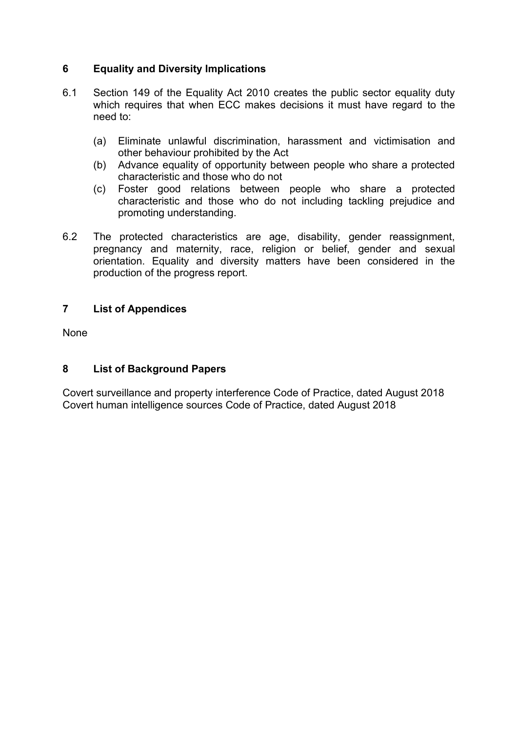## 6 Equality and Diversity Implications

6.1 Section 149 of the Equality Act 2010 creates the public sector equality duty which requires that when ECC makes decisions it must have regard to the need to:

(a) Eliminate unlawful discrimination, harassment and victimisation and other behaviour prohibited by the Act
(b) Advance equality of opportunity between people who share a protected characteristic and those who do not
(c) Foster good relations between people who share a protected characteristic and those who do not including tackling prejudice and promoting understanding.

6.2 The protected characteristics are age, disability, gender reassignment, pregnancy and maternity, race, religion or belief, gender and sexual orientation. Equality and diversity matters have been considered in the production of the progress report.

## 7 List of Appendices

None

## 8 List of Background Papers

Covert surveillance and property interference Code of Practice, dated August 2018
Covert human intelligence sources Code of Practice, dated August 2018